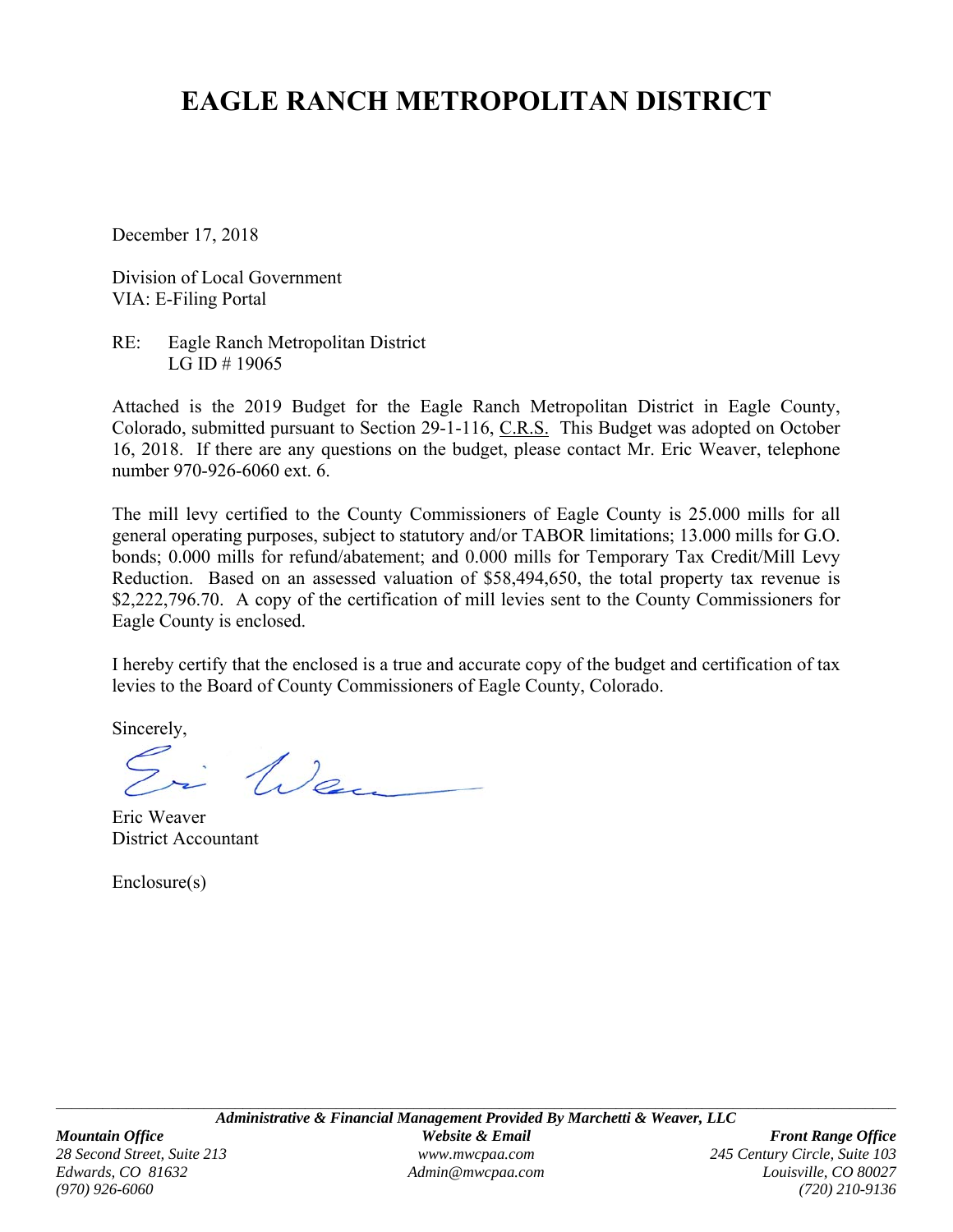# EAGLE RANCH METROPOLITAN DISTRICT

December 17, 2018

Division of Local Government
VIA: E-Filing Portal

RE: Eagle Ranch Metropolitan District
LG ID # 19065

Attached is the 2019 Budget for the Eagle Ranch Metropolitan District in Eagle County, Colorado, submitted pursuant to Section 29-1-116, C.R.S. This Budget was adopted on October 16, 2018. If there are any questions on the budget, please contact Mr. Eric Weaver, telephone number 970-926-6060 ext. 6.

The mill levy certified to the County Commissioners of Eagle County is 25.000 mills for all general operating purposes, subject to statutory and/or TABOR limitations; 13.000 mills for G.O. bonds; 0.000 mills for refund/abatement; and 0.000 mills for Temporary Tax Credit/Mill Levy Reduction. Based on an assessed valuation of $58,494,650, the total property tax revenue is $2,222,796.70. A copy of the certification of mill levies sent to the County Commissioners for Eagle County is enclosed.

I hereby certify that the enclosed is a true and accurate copy of the budget and certification of tax levies to the Board of County Commissioners of Eagle County, Colorado.

Sincerely,

Eric Weaver
District Accountant

Enclosure(s)

*Administrative & Financial Management Provided By Marchetti & Weaver, LLC*

***Mountain Office***
*28 Second Street, Suite 213*
*Edwards, CO 81632*
*(970) 926-6060*

***Website & Email***
*www.mwcpaa.com*
*Admin@mwcpaa.com*

***Front Range Office***
*245 Century Circle, Suite 103*
*Louisville, CO 80027*
*(720) 210-9136*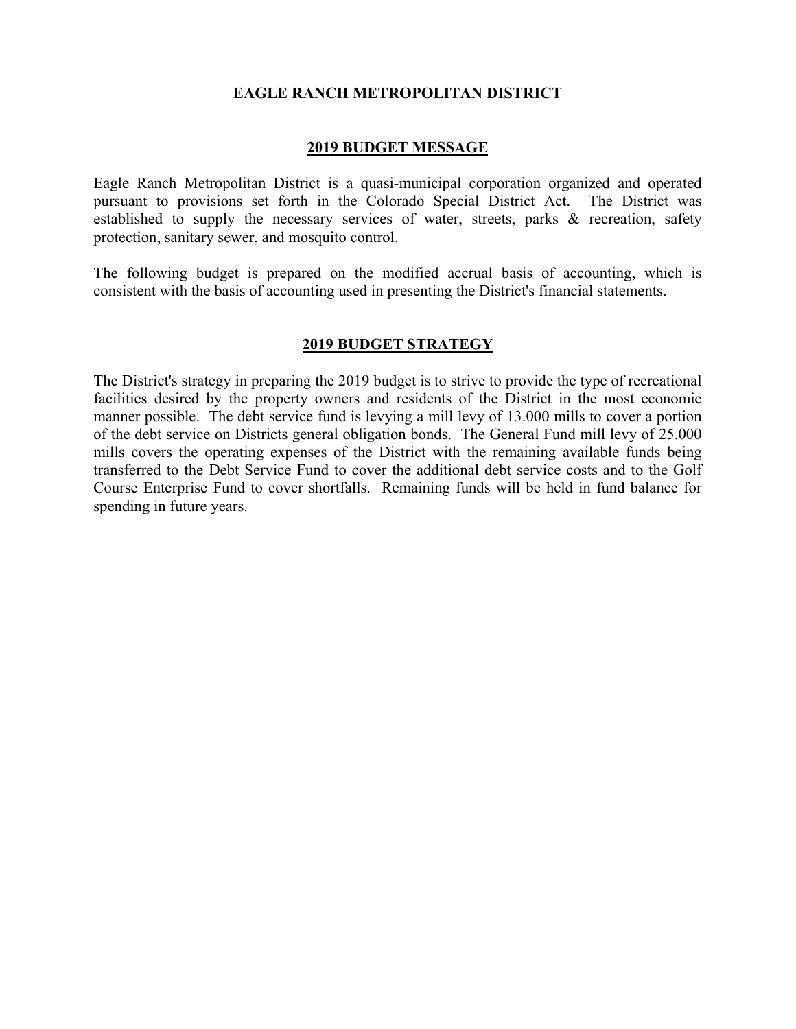# EAGLE RANCH METROPOLITAN DISTRICT

## 2019 BUDGET MESSAGE

Eagle Ranch Metropolitan District is a quasi-municipal corporation organized and operated pursuant to provisions set forth in the Colorado Special District Act. The District was established to supply the necessary services of water, streets, parks & recreation, safety protection, sanitary sewer, and mosquito control.

The following budget is prepared on the modified accrual basis of accounting, which is consistent with the basis of accounting used in presenting the District's financial statements.

## 2019 BUDGET STRATEGY

The District's strategy in preparing the 2019 budget is to strive to provide the type of recreational facilities desired by the property owners and residents of the District in the most economic manner possible. The debt service fund is levying a mill levy of 13.000 mills to cover a portion of the debt service on Districts general obligation bonds. The General Fund mill levy of 25.000 mills covers the operating expenses of the District with the remaining available funds being transferred to the Debt Service Fund to cover the additional debt service costs and to the Golf Course Enterprise Fund to cover shortfalls. Remaining funds will be held in fund balance for spending in future years.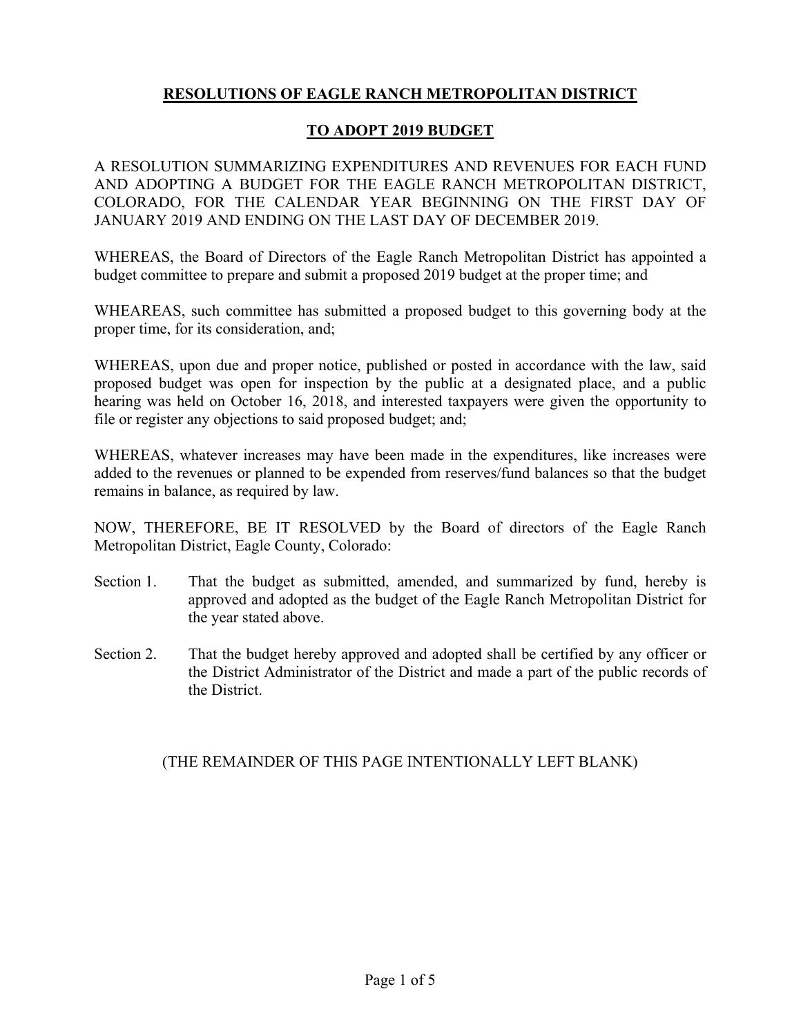**RESOLUTIONS OF EAGLE RANCH METROPOLITAN DISTRICT**

**TO ADOPT 2019 BUDGET**

A RESOLUTION SUMMARIZING EXPENDITURES AND REVENUES FOR EACH FUND AND ADOPTING A BUDGET FOR THE EAGLE RANCH METROPOLITAN DISTRICT, COLORADO, FOR THE CALENDAR YEAR BEGINNING ON THE FIRST DAY OF JANUARY 2019 AND ENDING ON THE LAST DAY OF DECEMBER 2019.

WHEREAS, the Board of Directors of the Eagle Ranch Metropolitan District has appointed a budget committee to prepare and submit a proposed 2019 budget at the proper time; and

WHEAREAS, such committee has submitted a proposed budget to this governing body at the proper time, for its consideration, and;

WHEREAS, upon due and proper notice, published or posted in accordance with the law, said proposed budget was open for inspection by the public at a designated place, and a public hearing was held on October 16, 2018, and interested taxpayers were given the opportunity to file or register any objections to said proposed budget; and;

WHEREAS, whatever increases may have been made in the expenditures, like increases were added to the revenues or planned to be expended from reserves/fund balances so that the budget remains in balance, as required by law.

NOW, THEREFORE, BE IT RESOLVED by the Board of directors of the Eagle Ranch Metropolitan District, Eagle County, Colorado:

Section 1. That the budget as submitted, amended, and summarized by fund, hereby is approved and adopted as the budget of the Eagle Ranch Metropolitan District for the year stated above.

Section 2. That the budget hereby approved and adopted shall be certified by any officer or the District Administrator of the District and made a part of the public records of the District.

(THE REMAINDER OF THIS PAGE INTENTIONALLY LEFT BLANK)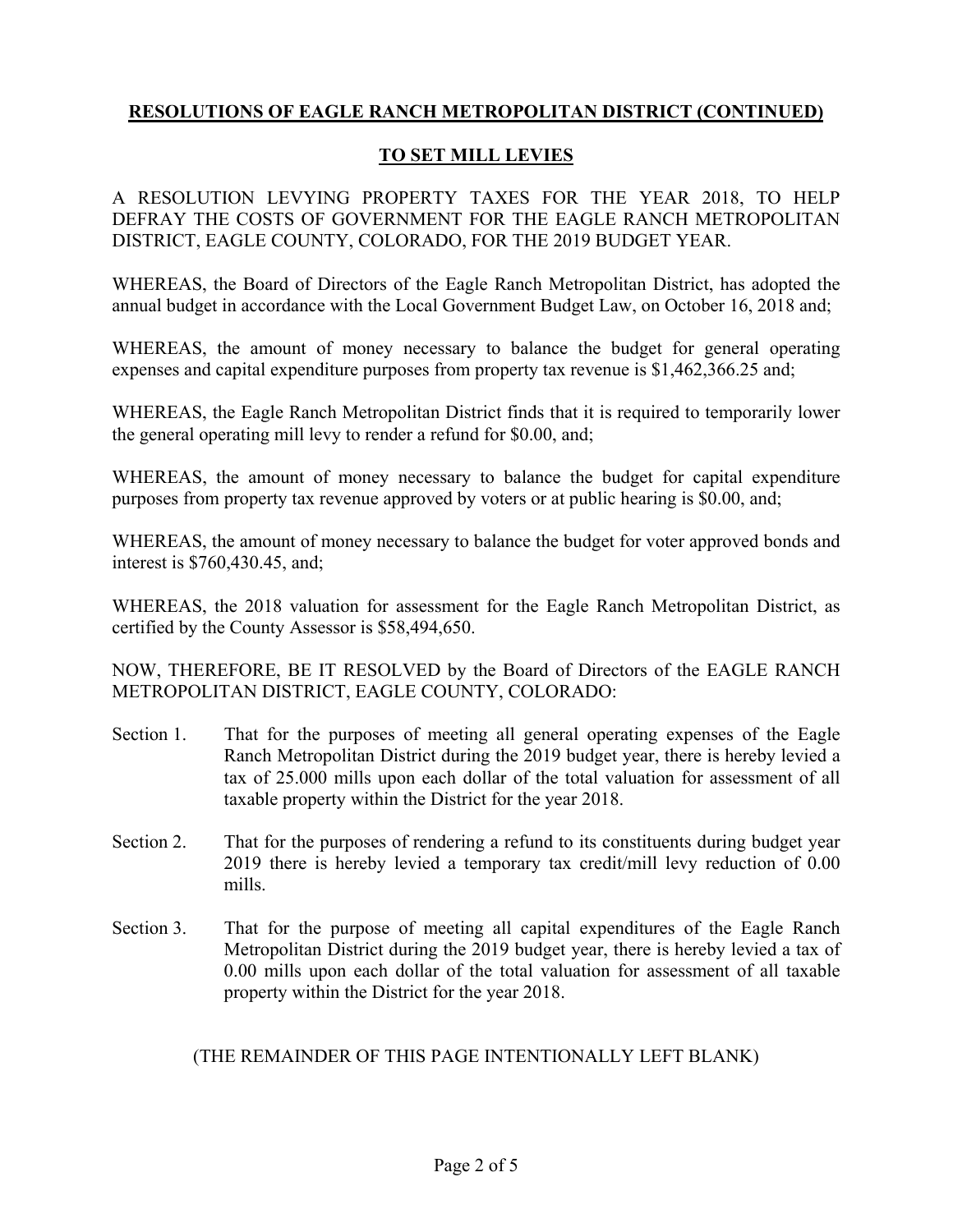**RESOLUTIONS OF EAGLE RANCH METROPOLITAN DISTRICT (CONTINUED)**

**TO SET MILL LEVIES**

A RESOLUTION LEVYING PROPERTY TAXES FOR THE YEAR 2018, TO HELP DEFRAY THE COSTS OF GOVERNMENT FOR THE EAGLE RANCH METROPOLITAN DISTRICT, EAGLE COUNTY, COLORADO, FOR THE 2019 BUDGET YEAR.

WHEREAS, the Board of Directors of the Eagle Ranch Metropolitan District, has adopted the annual budget in accordance with the Local Government Budget Law, on October 16, 2018 and;

WHEREAS, the amount of money necessary to balance the budget for general operating expenses and capital expenditure purposes from property tax revenue is $1,462,366.25 and;

WHEREAS, the Eagle Ranch Metropolitan District finds that it is required to temporarily lower the general operating mill levy to render a refund for $0.00, and;

WHEREAS, the amount of money necessary to balance the budget for capital expenditure purposes from property tax revenue approved by voters or at public hearing is $0.00, and;

WHEREAS, the amount of money necessary to balance the budget for voter approved bonds and interest is $760,430.45, and;

WHEREAS, the 2018 valuation for assessment for the Eagle Ranch Metropolitan District, as certified by the County Assessor is $58,494,650.

NOW, THEREFORE, BE IT RESOLVED by the Board of Directors of the EAGLE RANCH METROPOLITAN DISTRICT, EAGLE COUNTY, COLORADO:

Section 1. That for the purposes of meeting all general operating expenses of the Eagle Ranch Metropolitan District during the 2019 budget year, there is hereby levied a tax of 25.000 mills upon each dollar of the total valuation for assessment of all taxable property within the District for the year 2018.

Section 2. That for the purposes of rendering a refund to its constituents during budget year 2019 there is hereby levied a temporary tax credit/mill levy reduction of 0.00 mills.

Section 3. That for the purpose of meeting all capital expenditures of the Eagle Ranch Metropolitan District during the 2019 budget year, there is hereby levied a tax of 0.00 mills upon each dollar of the total valuation for assessment of all taxable property within the District for the year 2018.

(THE REMAINDER OF THIS PAGE INTENTIONALLY LEFT BLANK)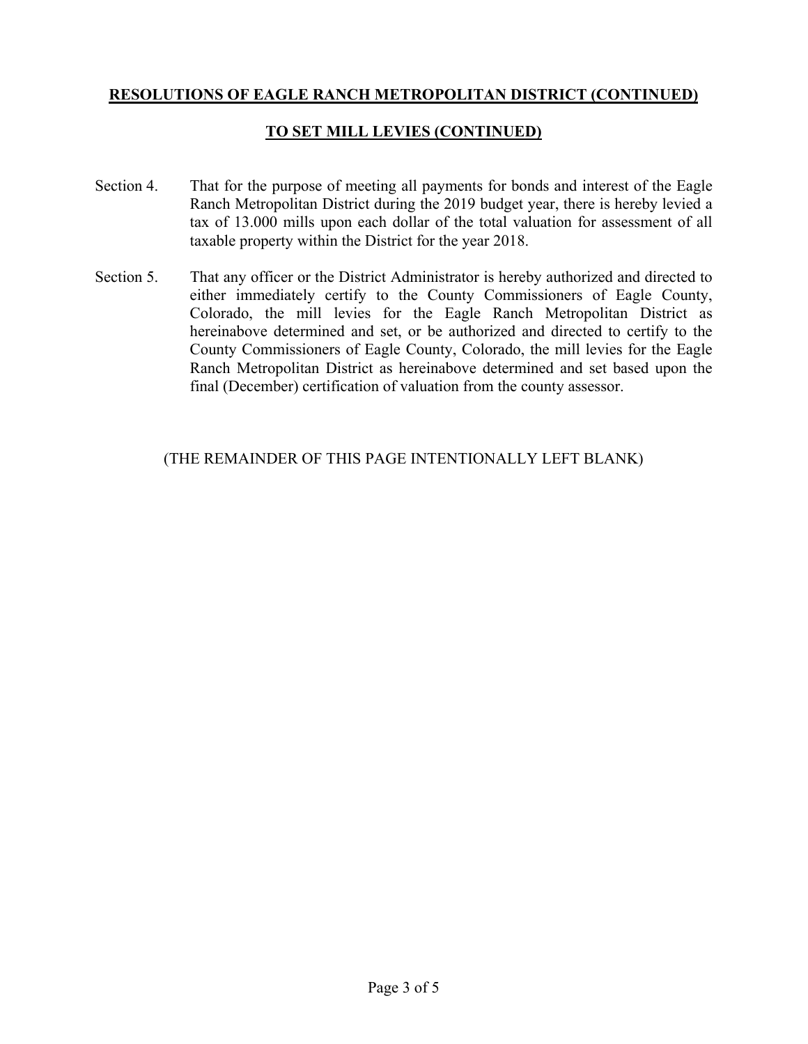**RESOLUTIONS OF EAGLE RANCH METROPOLITAN DISTRICT (CONTINUED)**

**TO SET MILL LEVIES (CONTINUED)**

Section 4. That for the purpose of meeting all payments for bonds and interest of the Eagle Ranch Metropolitan District during the 2019 budget year, there is hereby levied a tax of 13.000 mills upon each dollar of the total valuation for assessment of all taxable property within the District for the year 2018.

Section 5. That any officer or the District Administrator is hereby authorized and directed to either immediately certify to the County Commissioners of Eagle County, Colorado, the mill levies for the Eagle Ranch Metropolitan District as hereinabove determined and set, or be authorized and directed to certify to the County Commissioners of Eagle County, Colorado, the mill levies for the Eagle Ranch Metropolitan District as hereinabove determined and set based upon the final (December) certification of valuation from the county assessor.

(THE REMAINDER OF THIS PAGE INTENTIONALLY LEFT BLANK)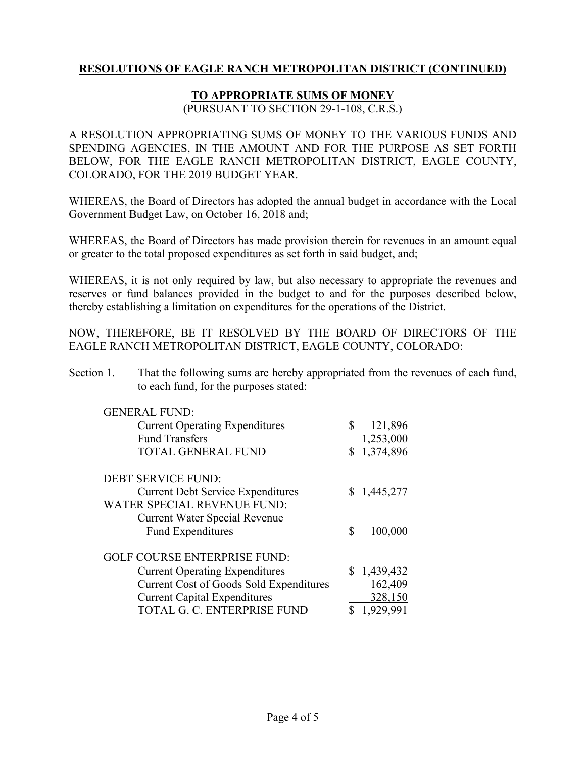**RESOLUTIONS OF EAGLE RANCH METROPOLITAN DISTRICT (CONTINUED)**

**TO APPROPRIATE SUMS OF MONEY**

(PURSUANT TO SECTION 29-1-108, C.R.S.)

A RESOLUTION APPROPRIATING SUMS OF MONEY TO THE VARIOUS FUNDS AND SPENDING AGENCIES, IN THE AMOUNT AND FOR THE PURPOSE AS SET FORTH BELOW, FOR THE EAGLE RANCH METROPOLITAN DISTRICT, EAGLE COUNTY, COLORADO, FOR THE 2019 BUDGET YEAR.

WHEREAS, the Board of Directors has adopted the annual budget in accordance with the Local Government Budget Law, on October 16, 2018 and;

WHEREAS, the Board of Directors has made provision therein for revenues in an amount equal or greater to the total proposed expenditures as set forth in said budget, and;

WHEREAS, it is not only required by law, but also necessary to appropriate the revenues and reserves or fund balances provided in the budget to and for the purposes described below, thereby establishing a limitation on expenditures for the operations of the District.

NOW, THEREFORE, BE IT RESOLVED BY THE BOARD OF DIRECTORS OF THE EAGLE RANCH METROPOLITAN DISTRICT, EAGLE COUNTY, COLORADO:

Section 1. That the following sums are hereby appropriated from the revenues of each fund, to each fund, for the purposes stated:

| | |
|---|---|
| GENERAL FUND: | |
| Current Operating Expenditures | $ 121,896 |
| Fund Transfers | 1,253,000 |
| TOTAL GENERAL FUND | $ 1,374,896 |
| | |
| DEBT SERVICE FUND: | |
| Current Debt Service Expenditures | $ 1,445,277 |
| WATER SPECIAL REVENUE FUND: | |
| Current Water Special Revenue Fund Expenditures | $ 100,000 |
| | |
| GOLF COURSE ENTERPRISE FUND: | |
| Current Operating Expenditures | $ 1,439,432 |
| Current Cost of Goods Sold Expenditures | 162,409 |
| Current Capital Expenditures | 328,150 |
| TOTAL G. C. ENTERPRISE FUND | $ 1,929,991 |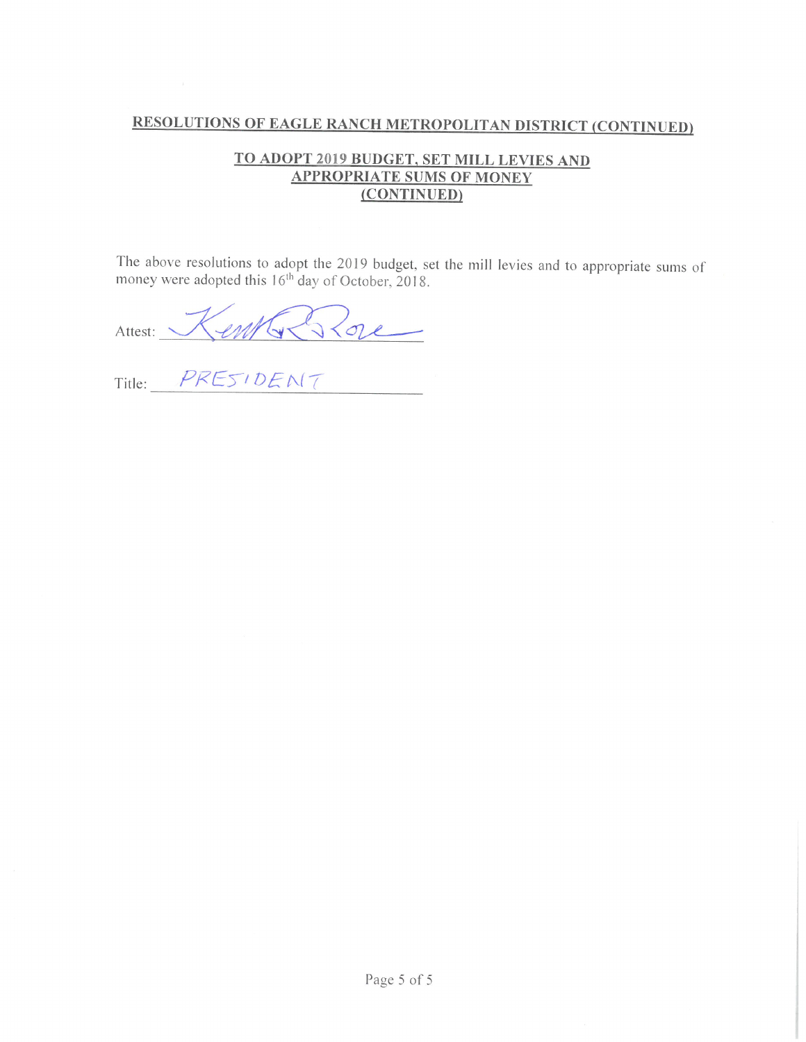**RESOLUTIONS OF EAGLE RANCH METROPOLITAN DISTRICT (CONTINUED)**

**TO ADOPT 2019 BUDGET, SET MILL LEVIES AND APPROPRIATE SUMS OF MONEY (CONTINUED)**

The above resolutions to adopt the 2019 budget, set the mill levies and to appropriate sums of money were adopted this 16th day of October, 2018.

Attest: _Kent R. Rose_

Title: _PRESIDENT_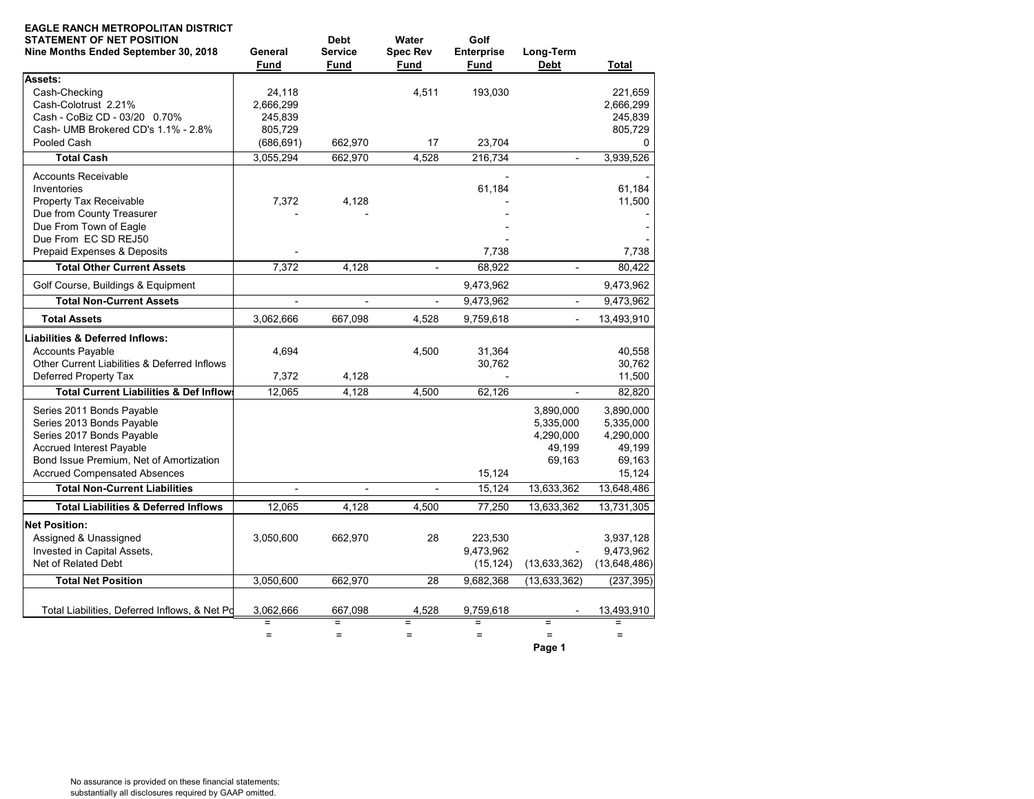**EAGLE RANCH METROPOLITAN DISTRICT**
**STATEMENT OF NET POSITION**
**Nine Months Ended September 30, 2018**

| | General Fund | Debt Service Fund | Water Spec Rev Fund | Golf Enterprise Fund | Long-Term Debt | Total |
|---|---|---|---|---|---|---|
| **Assets:** | | | | | | |
| Cash-Checking | 24,118 | | 4,511 | 193,030 | | 221,659 |
| Cash-Colotrust 2.21% | 2,666,299 | | | | | 2,666,299 |
| Cash - CoBiz CD - 03/20 0.70% | 245,839 | | | | | 245,839 |
| Cash- UMB Brokered CD's 1.1% - 2.8% | 805,729 | | | | | 805,729 |
| Pooled Cash | (686,691) | 662,970 | 17 | 23,704 | | 0 |
| **Total Cash** | 3,055,294 | 662,970 | 4,528 | 216,734 | - | 3,939,526 |
| Accounts Receivable | | | | - | | - |
| Inventories | | | | 61,184 | | 61,184 |
| Property Tax Receivable | 7,372 | 4,128 | | - | | 11,500 |
| Due from County Treasurer | - | - | | - | | - |
| Due From Town of Eagle | | | | - | | - |
| Due From EC SD REJ50 | | | | - | | - |
| Prepaid Expenses & Deposits | - | | | 7,738 | | 7,738 |
| **Total Other Current Assets** | 7,372 | 4,128 | - | 68,922 | - | 80,422 |
| Golf Course, Buildings & Equipment | | | | 9,473,962 | | 9,473,962 |
| **Total Non-Current Assets** | - | - | - | 9,473,962 | - | 9,473,962 |
| **Total Assets** | 3,062,666 | 667,098 | 4,528 | 9,759,618 | - | 13,493,910 |
| **Liabilities & Deferred Inflows:** | | | | | | |
| Accounts Payable | 4,694 | | 4,500 | 31,364 | | 40,558 |
| Other Current Liabilities & Deferred Inflows | | | | 30,762 | | 30,762 |
| Deferred Property Tax | 7,372 | 4,128 | | - | | 11,500 |
| **Total Current Liabilities & Def Inflows** | 12,065 | 4,128 | 4,500 | 62,126 | - | 82,820 |
| Series 2011 Bonds Payable | | | | | 3,890,000 | 3,890,000 |
| Series 2013 Bonds Payable | | | | | 5,335,000 | 5,335,000 |
| Series 2017 Bonds Payable | | | | | 4,290,000 | 4,290,000 |
| Accrued Interest Payable | | | | | 49,199 | 49,199 |
| Bond Issue Premium, Net of Amortization | | | | | 69,163 | 69,163 |
| Accrued Compensated Absences | | | | 15,124 | | 15,124 |
| **Total Non-Current Liabilities** | - | - | - | 15,124 | 13,633,362 | 13,648,486 |
| **Total Liabilities & Deferred Inflows** | 12,065 | 4,128 | 4,500 | 77,250 | 13,633,362 | 13,731,305 |
| **Net Position:** | | | | | | |
| Assigned & Unassigned | 3,050,600 | 662,970 | 28 | 223,530 | | 3,937,128 |
| Invested in Capital Assets, | | | | 9,473,962 | - | 9,473,962 |
| Net of Related Debt | | | | (15,124) | (13,633,362) | (13,648,486) |
| **Total Net Position** | 3,050,600 | 662,970 | 28 | 9,682,368 | (13,633,362) | (237,395) |
| Total Liabilities, Deferred Inflows, & Net Position | 3,062,666 | 667,098 | 4,528 | 9,759,618 | - | 13,493,910 |
| | = | = | = | = | = | = |
| | = | = | = | = | = | = |

No assurance is provided on these financial statements; substantially all disclosures required by GAAP omitted.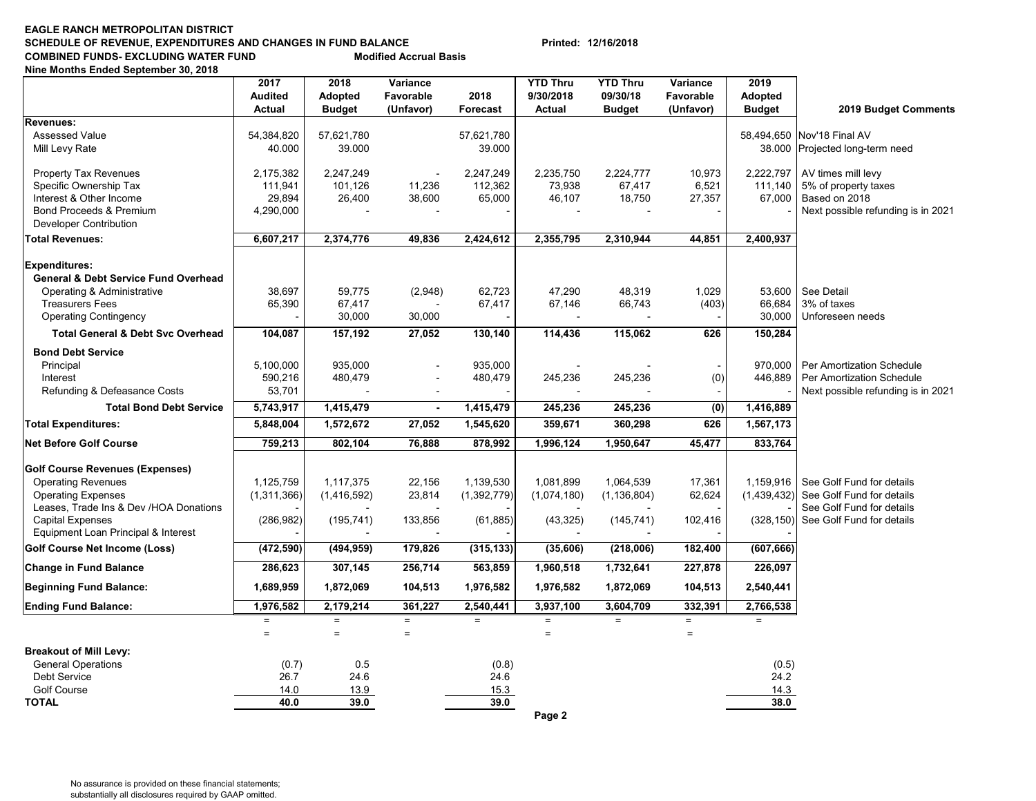**EAGLE RANCH METROPOLITAN DISTRICT**
**SCHEDULE OF REVENUE, EXPENDITURES AND CHANGES IN FUND BALANCE** Printed: 12/16/2018
**COMBINED FUNDS- EXCLUDING WATER FUND** **Modified Accrual Basis**
**Nine Months Ended September 30, 2018**

| | 2017 Audited Actual | 2018 Adopted Budget | Variance Favorable (Unfavor) | 2018 Forecast | YTD Thru 9/30/2018 Actual | YTD Thru 09/30/18 Budget | Variance Favorable (Unfavor) | 2019 Adopted Budget | 2019 Budget Comments |
|---|---|---|---|---|---|---|---|---|---|
| **Revenues:** | | | | | | | | | |
| Assessed Value | 54,384,820 | 57,621,780 | | 57,621,780 | | | | 58,494,650 | Nov'18 Final AV |
| Mill Levy Rate | 40.000 | 39.000 | | 39.000 | | | | 38.000 | Projected long-term need |
| Property Tax Revenues | 2,175,382 | 2,247,249 | - | 2,247,249 | 2,235,750 | 2,224,777 | 10,973 | 2,222,797 | AV times mill levy |
| Specific Ownership Tax | 111,941 | 101,126 | 11,236 | 112,362 | 73,938 | 67,417 | 6,521 | 111,140 | 5% of property taxes |
| Interest & Other Income | 29,894 | 26,400 | 38,600 | 65,000 | 46,107 | 18,750 | 27,357 | 67,000 | Based on 2018 |
| Bond Proceeds & Premium | 4,290,000 | - | - | - | - | - | - | - | Next possible refunding is in 2021 |
| Developer Contribution | | | | | | | | | |
| **Total Revenues:** | **6,607,217** | **2,374,776** | **49,836** | **2,424,612** | **2,355,795** | **2,310,944** | **44,851** | **2,400,937** | |
| **Expenditures:** | | | | | | | | | |
| **General & Debt Service Fund Overhead** | | | | | | | | | |
| Operating & Administrative | 38,697 | 59,775 | (2,948) | 62,723 | 47,290 | 48,319 | 1,029 | 53,600 | See Detail |
| Treasurers Fees | 65,390 | 67,417 | - | 67,417 | 67,146 | 66,743 | (403) | 66,684 | 3% of taxes |
| Operating Contingency | - | 30,000 | 30,000 | - | - | - | - | 30,000 | Unforeseen needs |
| **Total General & Debt Svc Overhead** | **104,087** | **157,192** | **27,052** | **130,140** | **114,436** | **115,062** | **626** | **150,284** | |
| **Bond Debt Service** | | | | | | | | | |
| Principal | 5,100,000 | 935,000 | - | 935,000 | - | - | - | 970,000 | Per Amortization Schedule |
| Interest | 590,216 | 480,479 | - | 480,479 | 245,236 | 245,236 | (0) | 446,889 | Per Amortization Schedule |
| Refunding & Defeasance Costs | 53,701 | - | - | - | - | - | - | - | Next possible refunding is in 2021 |
| **Total Bond Debt Service** | **5,743,917** | **1,415,479** | **-** | **1,415,479** | **245,236** | **245,236** | **(0)** | **1,416,889** | |
| **Total Expenditures:** | **5,848,004** | **1,572,672** | **27,052** | **1,545,620** | **359,671** | **360,298** | **626** | **1,567,173** | |
| **Net Before Golf Course** | **759,213** | **802,104** | **76,888** | **878,992** | **1,996,124** | **1,950,647** | **45,477** | **833,764** | |
| **Golf Course Revenues (Expenses)** | | | | | | | | | |
| Operating Revenues | 1,125,759 | 1,117,375 | 22,156 | 1,139,530 | 1,081,899 | 1,064,539 | 17,361 | 1,159,916 | See Golf Fund for details |
| Operating Expenses | (1,311,366) | (1,416,592) | 23,814 | (1,392,779) | (1,074,180) | (1,136,804) | 62,624 | (1,439,432) | See Golf Fund for details |
| Leases, Trade Ins & Dev /HOA Donations | - | - | - | - | - | - | - | - | See Golf Fund for details |
| Capital Expenses | (286,982) | (195,741) | 133,856 | (61,885) | (43,325) | (145,741) | 102,416 | (328,150) | See Golf Fund for details |
| Equipment Loan Principal & Interest | - | - | - | - | - | - | - | - | |
| **Golf Course Net Income (Loss)** | **(472,590)** | **(494,959)** | **179,826** | **(315,133)** | **(35,606)** | **(218,006)** | **182,400** | **(607,666)** | |
| **Change in Fund Balance** | **286,623** | **307,145** | **256,714** | **563,859** | **1,960,518** | **1,732,641** | **227,878** | **226,097** | |
| **Beginning Fund Balance:** | **1,689,959** | **1,872,069** | **104,513** | **1,976,582** | **1,976,582** | **1,872,069** | **104,513** | **2,540,441** | |
| **Ending Fund Balance:** | **1,976,582** | **2,179,214** | **361,227** | **2,540,441** | **3,937,100** | **3,604,709** | **332,391** | **2,766,538** | |
| | = | = | = | = | = | = | = | = | |
| | = | = | = | | = | | = | | |
| **Breakout of Mill Levy:** | | | | | | | | | |
| General Operations | (0.7) | 0.5 | | (0.8) | | | | (0.5) | |
| Debt Service | 26.7 | 24.6 | | 24.6 | | | | 24.2 | |
| Golf Course | 14.0 | 13.9 | | 15.3 | | | | 14.3 | |
| **TOTAL** | **40.0** | **39.0** | | **39.0** | | | | **38.0** | |

No assurance is provided on these financial statements;
substantially all disclosures required by GAAP omitted.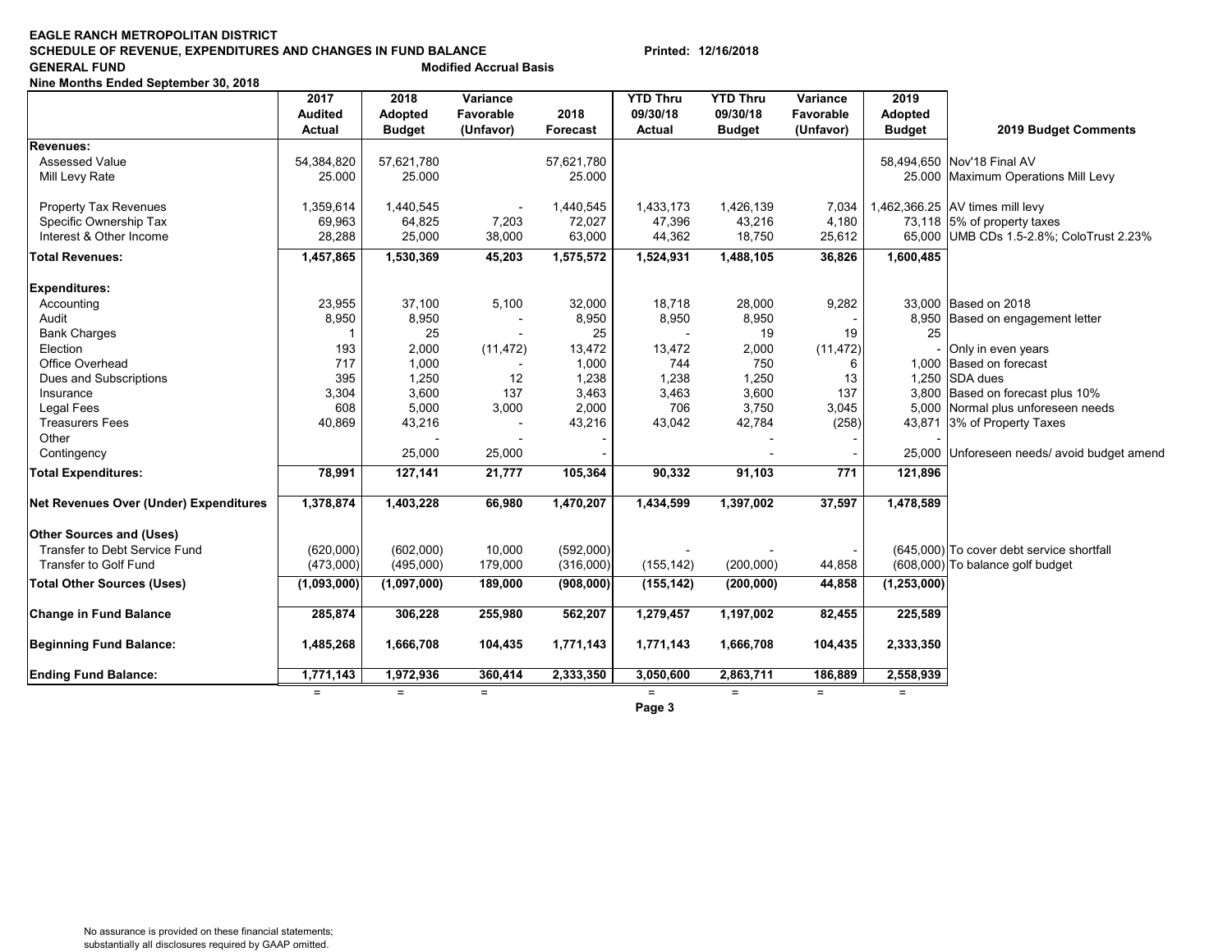**EAGLE RANCH METROPOLITAN DISTRICT**
**SCHEDULE OF REVENUE, EXPENDITURES AND CHANGES IN FUND BALANCE** **Printed: 12/16/2018**
**GENERAL FUND** **Modified Accrual Basis**
**Nine Months Ended September 30, 2018**

| | 2017 Audited Actual | 2018 Adopted Budget | Variance Favorable (Unfavor) | 2018 Forecast | YTD Thru 09/30/18 Actual | YTD Thru 09/30/18 Budget | Variance Favorable (Unfavor) | 2019 Adopted Budget | 2019 Budget Comments |
|---|---|---|---|---|---|---|---|---|---|
| **Revenues:** | | | | | | | | | |
| Assessed Value | 54,384,820 | 57,621,780 | | 57,621,780 | | | | 58,494,650 | Nov'18 Final AV |
| Mill Levy Rate | 25.000 | 25.000 | | 25.000 | | | | 25.000 | Maximum Operations Mill Levy |
| Property Tax Revenues | 1,359,614 | 1,440,545 | - | 1,440,545 | 1,433,173 | 1,426,139 | 7,034 | 1,462,366.25 | AV times mill levy |
| Specific Ownership Tax | 69,963 | 64,825 | 7,203 | 72,027 | 47,396 | 43,216 | 4,180 | 73,118 | 5% of property taxes |
| Interest & Other Income | 28,288 | 25,000 | 38,000 | 63,000 | 44,362 | 18,750 | 25,612 | 65,000 | UMB CDs 1.5-2.8%; ColoTrust 2.23% |
| **Total Revenues:** | **1,457,865** | **1,530,369** | **45,203** | **1,575,572** | **1,524,931** | **1,488,105** | **36,826** | **1,600,485** | |
| **Expenditures:** | | | | | | | | | |
| Accounting | 23,955 | 37,100 | 5,100 | 32,000 | 18,718 | 28,000 | 9,282 | 33,000 | Based on 2018 |
| Audit | 8,950 | 8,950 | - | 8,950 | 8,950 | 8,950 | - | 8,950 | Based on engagement letter |
| Bank Charges | 1 | 25 | - | 25 | - | 19 | 19 | 25 | |
| Election | 193 | 2,000 | (11,472) | 13,472 | 13,472 | 2,000 | (11,472) | - | Only in even years |
| Office Overhead | 717 | 1,000 | - | 1,000 | 744 | 750 | 6 | 1,000 | Based on forecast |
| Dues and Subscriptions | 395 | 1,250 | 12 | 1,238 | 1,238 | 1,250 | 13 | 1,250 | SDA dues |
| Insurance | 3,304 | 3,600 | 137 | 3,463 | 3,463 | 3,600 | 137 | 3,800 | Based on forecast plus 10% |
| Legal Fees | 608 | 5,000 | 3,000 | 2,000 | 706 | 3,750 | 3,045 | 5,000 | Normal plus unforeseen needs |
| Treasurers Fees | 40,869 | 43,216 | - | 43,216 | 43,042 | 42,784 | (258) | 43,871 | 3% of Property Taxes |
| Other | | - | - | - | | - | - | - | |
| Contingency | | 25,000 | 25,000 | - | | - | - | 25,000 | Unforeseen needs/ avoid budget amend |
| **Total Expenditures:** | **78,991** | **127,141** | **21,777** | **105,364** | **90,332** | **91,103** | **771** | **121,896** | |
| **Net Revenues Over (Under) Expenditures** | **1,378,874** | **1,403,228** | **66,980** | **1,470,207** | **1,434,599** | **1,397,002** | **37,597** | **1,478,589** | |
| **Other Sources and (Uses)** | | | | | | | | | |
| Transfer to Debt Service Fund | (620,000) | (602,000) | 10,000 | (592,000) | - | - | - | (645,000) | To cover debt service shortfall |
| Transfer to Golf Fund | (473,000) | (495,000) | 179,000 | (316,000) | (155,142) | (200,000) | 44,858 | (608,000) | To balance golf budget |
| **Total Other Sources (Uses)** | **(1,093,000)** | **(1,097,000)** | **189,000** | **(908,000)** | **(155,142)** | **(200,000)** | **44,858** | **(1,253,000)** | |
| **Change in Fund Balance** | **285,874** | **306,228** | **255,980** | **562,207** | **1,279,457** | **1,197,002** | **82,455** | **225,589** | |
| **Beginning Fund Balance:** | **1,485,268** | **1,666,708** | **104,435** | **1,771,143** | **1,771,143** | **1,666,708** | **104,435** | **2,333,350** | |
| **Ending Fund Balance:** | **1,771,143** | **1,972,936** | **360,414** | **2,333,350** | **3,050,600** | **2,863,711** | **186,889** | **2,558,939** | |
| | = | = | = | | = | = | = | = | |

No assurance is provided on these financial statements;
substantially all disclosures required by GAAP omitted.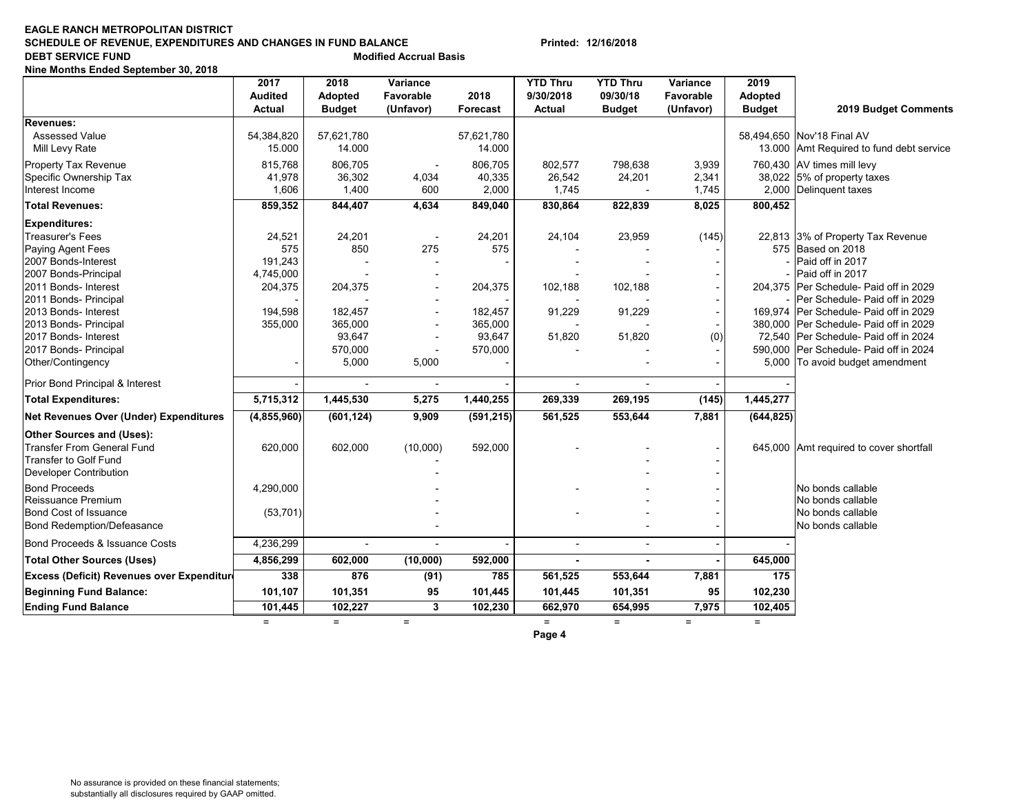**EAGLE RANCH METROPOLITAN DISTRICT**
**SCHEDULE OF REVENUE, EXPENDITURES AND CHANGES IN FUND BALANCE** Printed: 12/16/2018
**DEBT SERVICE FUND** **Modified Accrual Basis**
**Nine Months Ended September 30, 2018**

| | 2017 Audited Actual | 2018 Adopted Budget | Variance Favorable (Unfavor) | 2018 Forecast | YTD Thru 9/30/2018 Actual | YTD Thru 09/30/18 Budget | Variance Favorable (Unfavor) | 2019 Adopted Budget | 2019 Budget Comments |
|---|---|---|---|---|---|---|---|---|---|
| **Revenues:** | | | | | | | | | |
| Assessed Value | 54,384,820 | 57,621,780 | | 57,621,780 | | | | 58,494,650 | Nov'18 Final AV |
| Mill Levy Rate | 15.000 | 14.000 | | 14.000 | | | | 13.000 | Amt Required to fund debt service |
| Property Tax Revenue | 815,768 | 806,705 | - | 806,705 | 802,577 | 798,638 | 3,939 | 760,430 | AV times mill levy |
| Specific Ownership Tax | 41,978 | 36,302 | 4,034 | 40,335 | 26,542 | 24,201 | 2,341 | 38,022 | 5% of property taxes |
| Interest Income | 1,606 | 1,400 | 600 | 2,000 | 1,745 | - | 1,745 | 2,000 | Delinquent taxes |
| **Total Revenues:** | **859,352** | **844,407** | **4,634** | **849,040** | **830,864** | **822,839** | **8,025** | **800,452** | |
| **Expenditures:** | | | | | | | | | |
| Treasurer's Fees | 24,521 | 24,201 | - | 24,201 | 24,104 | 23,959 | (145) | 22,813 | 3% of Property Tax Revenue |
| Paying Agent Fees | 575 | 850 | 275 | 575 | - | - | - | 575 | Based on 2018 |
| 2007 Bonds-Interest | 191,243 | - | - | - | - | - | - | - | Paid off in 2017 |
| 2007 Bonds-Principal | 4,745,000 | - | - | | - | - | - | - | Paid off in 2017 |
| 2011 Bonds- Interest | 204,375 | 204,375 | - | 204,375 | 102,188 | 102,188 | - | 204,375 | Per Schedule- Paid off in 2029 |
| 2011 Bonds- Principal | - | - | - | - | - | - | - | - | Per Schedule- Paid off in 2029 |
| 2013 Bonds- Interest | 194,598 | 182,457 | - | 182,457 | 91,229 | 91,229 | - | 169,974 | Per Schedule- Paid off in 2029 |
| 2013 Bonds- Principal | 355,000 | 365,000 | - | 365,000 | - | - | - | 380,000 | Per Schedule- Paid off in 2029 |
| 2017 Bonds- Interest | | 93,647 | - | 93,647 | 51,820 | 51,820 | (0) | 72,540 | Per Schedule- Paid off in 2024 |
| 2017 Bonds- Principal | | 570,000 | - | 570,000 | - | - | - | 590,000 | Per Schedule- Paid off in 2024 |
| Other/Contingency | - | 5,000 | 5,000 | - | | - | - | 5,000 | To avoid budget amendment |
| Prior Bond Principal & Interest | - | - | - | - | - | - | - | - | |
| **Total Expenditures:** | **5,715,312** | **1,445,530** | **5,275** | **1,440,255** | **269,339** | **269,195** | **(145)** | **1,445,277** | |
| **Net Revenues Over (Under) Expenditures** | **(4,855,960)** | **(601,124)** | **9,909** | **(591,215)** | **561,525** | **553,644** | **7,881** | **(644,825)** | |
| **Other Sources and (Uses):** | | | | | | | | | |
| Transfer From General Fund | 620,000 | 602,000 | (10,000) | 592,000 | - | - | - | 645,000 | Amt required to cover shortfall |
| Transfer to Golf Fund | | | - | | | - | - | | |
| Developer Contribution | | | - | | | - | - | | |
| Bond Proceeds | 4,290,000 | | - | | - | - | - | | No bonds callable |
| Reissuance Premium | | | - | | | - | - | | No bonds callable |
| Bond Cost of Issuance | (53,701) | | - | | - | - | - | | No bonds callable |
| Bond Redemption/Defeasance | | | - | | | - | - | | No bonds callable |
| Bond Proceeds & Issuance Costs | 4,236,299 | - | - | - | - | - | - | - | |
| **Total Other Sources (Uses)** | **4,856,299** | **602,000** | **(10,000)** | **592,000** | **-** | **-** | **-** | **645,000** | |
| **Excess (Deficit) Revenues over Expenditure** | **338** | **876** | **(91)** | **785** | **561,525** | **553,644** | **7,881** | **175** | |
| **Beginning Fund Balance:** | **101,107** | **101,351** | **95** | **101,445** | **101,445** | **101,351** | **95** | **102,230** | |
| **Ending Fund Balance** | **101,445** | **102,227** | **3** | **102,230** | **662,970** | **654,995** | **7,975** | **102,405** | |

No assurance is provided on these financial statements; substantially all disclosures required by GAAP omitted.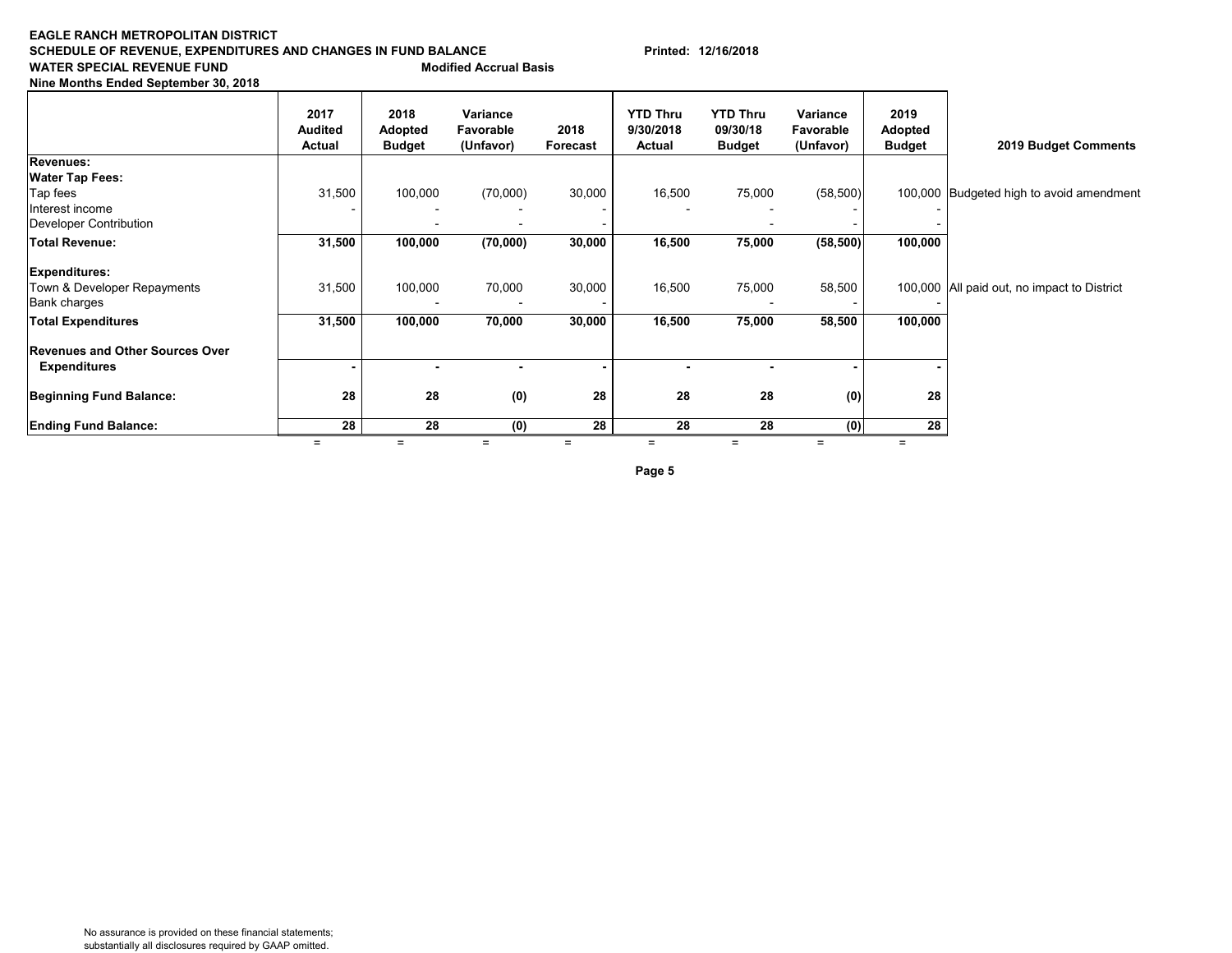**EAGLE RANCH METROPOLITAN DISTRICT**
**SCHEDULE OF REVENUE, EXPENDITURES AND CHANGES IN FUND BALANCE** **Printed: 12/16/2018**
**WATER SPECIAL REVENUE FUND** **Modified Accrual Basis**
**Nine Months Ended September 30, 2018**

| | 2017 Audited Actual | 2018 Adopted Budget | Variance Favorable (Unfavor) | 2018 Forecast | YTD Thru 9/30/2018 Actual | YTD Thru 09/30/18 Budget | Variance Favorable (Unfavor) | 2019 Adopted Budget | 2019 Budget Comments |
|---|---|---|---|---|---|---|---|---|---|
| **Revenues:** | | | | | | | | | |
| **Water Tap Fees:** | | | | | | | | | |
| Tap fees | 31,500 | 100,000 | (70,000) | 30,000 | 16,500 | 75,000 | (58,500) | 100,000 | Budgeted high to avoid amendment |
| Interest income | - | - | - | - | - | - | - | - | |
| Developer Contribution | | - | - | - | | - | - | - | |
| **Total Revenue:** | **31,500** | **100,000** | **(70,000)** | **30,000** | **16,500** | **75,000** | **(58,500)** | **100,000** | |
| **Expenditures:** | | | | | | | | | |
| Town & Developer Repayments | 31,500 | 100,000 | 70,000 | 30,000 | 16,500 | 75,000 | 58,500 | 100,000 | All paid out, no impact to District |
| Bank charges | | - | - | - | | - | - | - | |
| **Total Expenditures** | **31,500** | **100,000** | **70,000** | **30,000** | **16,500** | **75,000** | **58,500** | **100,000** | |
| **Revenues and Other Sources Over Expenditures** | **-** | **-** | **-** | **-** | **-** | **-** | **-** | **-** | |
| **Beginning Fund Balance:** | **28** | **28** | **(0)** | **28** | **28** | **28** | **(0)** | **28** | |
| **Ending Fund Balance:** | **28** | **28** | **(0)** | **28** | **28** | **28** | **(0)** | **28** | |
| | = | = | = | = | = | = | = | = | |

No assurance is provided on these financial statements;
substantially all disclosures required by GAAP omitted.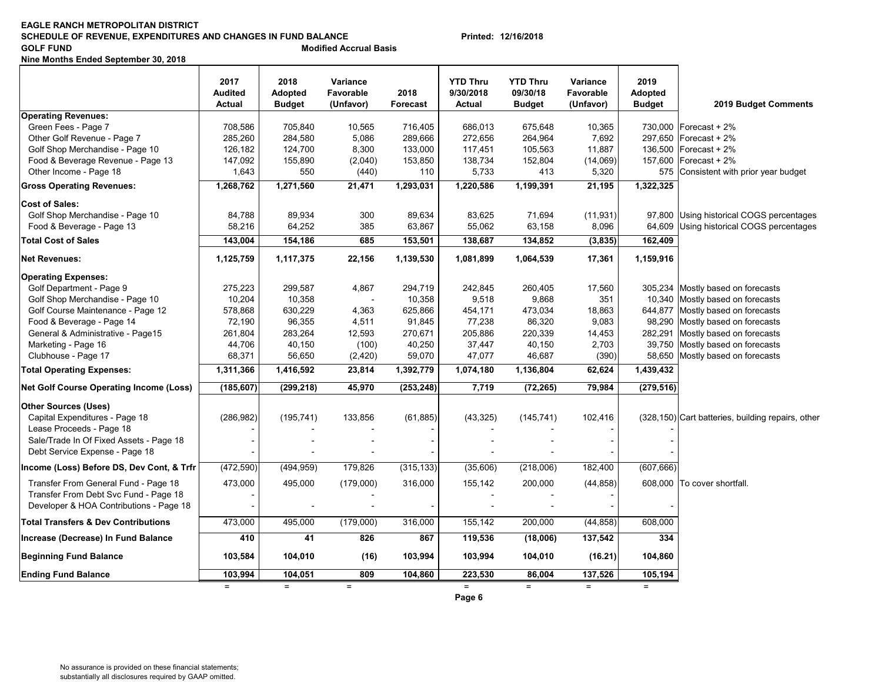**EAGLE RANCH METROPOLITAN DISTRICT**
**SCHEDULE OF REVENUE, EXPENDITURES AND CHANGES IN FUND BALANCE** **Printed: 12/16/2018**
**GOLF FUND** **Modified Accrual Basis**
**Nine Months Ended September 30, 2018**

| | 2017 Audited Actual | 2018 Adopted Budget | Variance Favorable (Unfavor) | 2018 Forecast | YTD Thru 9/30/2018 Actual | YTD Thru 09/30/18 Budget | Variance Favorable (Unfavor) | 2019 Adopted Budget | 2019 Budget Comments |
|---|---|---|---|---|---|---|---|---|---|
| **Operating Revenues:** | | | | | | | | | |
| Green Fees - Page 7 | 708,586 | 705,840 | 10,565 | 716,405 | 686,013 | 675,648 | 10,365 | 730,000 | Forecast + 2% |
| Other Golf Revenue - Page 7 | 285,260 | 284,580 | 5,086 | 289,666 | 272,656 | 264,964 | 7,692 | 297,650 | Forecast + 2% |
| Golf Shop Merchandise - Page 10 | 126,182 | 124,700 | 8,300 | 133,000 | 117,451 | 105,563 | 11,887 | 136,500 | Forecast + 2% |
| Food & Beverage Revenue - Page 13 | 147,092 | 155,890 | (2,040) | 153,850 | 138,734 | 152,804 | (14,069) | 157,600 | Forecast + 2% |
| Other Income - Page 18 | 1,643 | 550 | (440) | 110 | 5,733 | 413 | 5,320 | 575 | Consistent with prior year budget |
| **Gross Operating Revenues:** | **1,268,762** | **1,271,560** | **21,471** | **1,293,031** | **1,220,586** | **1,199,391** | **21,195** | **1,322,325** | |
| **Cost of Sales:** | | | | | | | | | |
| Golf Shop Merchandise - Page 10 | 84,788 | 89,934 | 300 | 89,634 | 83,625 | 71,694 | (11,931) | 97,800 | Using historical COGS percentages |
| Food & Beverage - Page 13 | 58,216 | 64,252 | 385 | 63,867 | 55,062 | 63,158 | 8,096 | 64,609 | Using historical COGS percentages |
| **Total Cost of Sales** | **143,004** | **154,186** | **685** | **153,501** | **138,687** | **134,852** | **(3,835)** | **162,409** | |
| **Net Revenues:** | **1,125,759** | **1,117,375** | **22,156** | **1,139,530** | **1,081,899** | **1,064,539** | **17,361** | **1,159,916** | |
| **Operating Expenses:** | | | | | | | | | |
| Golf Department - Page 9 | 275,223 | 299,587 | 4,867 | 294,719 | 242,845 | 260,405 | 17,560 | 305,234 | Mostly based on forecasts |
| Golf Shop Merchandise - Page 10 | 10,204 | 10,358 | - | 10,358 | 9,518 | 9,868 | 351 | 10,340 | Mostly based on forecasts |
| Golf Course Maintenance - Page 12 | 578,868 | 630,229 | 4,363 | 625,866 | 454,171 | 473,034 | 18,863 | 644,877 | Mostly based on forecasts |
| Food & Beverage - Page 14 | 72,190 | 96,355 | 4,511 | 91,845 | 77,238 | 86,320 | 9,083 | 98,290 | Mostly based on forecasts |
| General & Administrative - Page15 | 261,804 | 283,264 | 12,593 | 270,671 | 205,886 | 220,339 | 14,453 | 282,291 | Mostly based on forecasts |
| Marketing - Page 16 | 44,706 | 40,150 | (100) | 40,250 | 37,447 | 40,150 | 2,703 | 39,750 | Mostly based on forecasts |
| Clubhouse - Page 17 | 68,371 | 56,650 | (2,420) | 59,070 | 47,077 | 46,687 | (390) | 58,650 | Mostly based on forecasts |
| **Total Operating Expenses:** | **1,311,366** | **1,416,592** | **23,814** | **1,392,779** | **1,074,180** | **1,136,804** | **62,624** | **1,439,432** | |
| **Net Golf Course Operating Income (Loss)** | **(185,607)** | **(299,218)** | **45,970** | **(253,248)** | **7,719** | **(72,265)** | **79,984** | **(279,516)** | |
| **Other Sources (Uses)** | | | | | | | | | |
| Capital Expenditures - Page 18 | (286,982) | (195,741) | 133,856 | (61,885) | (43,325) | (145,741) | 102,416 | (328,150) | Cart batteries, building repairs, other |
| Lease Proceeds - Page 18 | - | - | - | - | - | - | - | - | |
| Sale/Trade In Of Fixed Assets - Page 18 | - | - | - | - | - | - | - | - | |
| Debt Service Expense - Page 18 | - | - | - | - | - | - | - | - | |
| **Income (Loss) Before DS, Dev Cont, & Trfr** | (472,590) | (494,959) | 179,826 | (315,133) | (35,606) | (218,006) | 182,400 | (607,666) | |
| Transfer From General Fund - Page 18 | 473,000 | 495,000 | (179,000) | 316,000 | 155,142 | 200,000 | (44,858) | 608,000 | To cover shortfall. |
| Transfer From Debt Svc Fund - Page 18 | - | | | | - | | - | | |
| Developer & HOA Contributions - Page 18 | - | - | - | - | - | - | - | - | |
| **Total Transfers & Dev Contributions** | 473,000 | 495,000 | (179,000) | 316,000 | 155,142 | 200,000 | (44,858) | 608,000 | |
| **Increase (Decrease) In Fund Balance** | **410** | **41** | **826** | **867** | **119,536** | **(18,006)** | **137,542** | **334** | |
| **Beginning Fund Balance** | **103,584** | **104,010** | **(16)** | **103,994** | **103,994** | **104,010** | **(16.21)** | **104,860** | |
| **Ending Fund Balance** | **103,994** | **104,051** | **809** | **104,860** | **223,530** | **86,004** | **137,526** | **105,194** | |

No assurance is provided on these financial statements; substantially all disclosures required by GAAP omitted.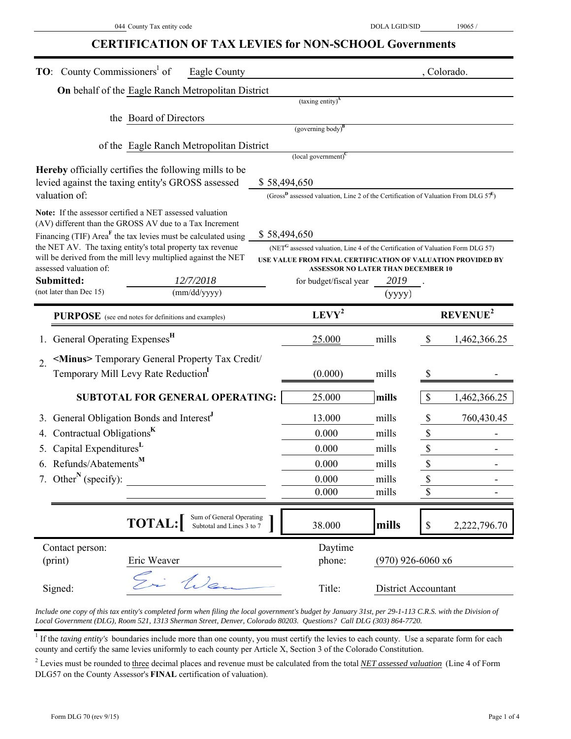044 County Tax entity code　　　　　　　　　　　　　　　DOLA LGID/SID　　19065 /

# CERTIFICATION OF TAX LEVIES for NON-SCHOOL Governments

**TO**: County Commissioners[1] of Eagle County, Colorado.

**On** behalf of the Eagle Ranch Metropolitan District
(taxing entity)[A]

the Board of Directors
(governing body)[B]

of the Eagle Ranch Metropolitan District
(local government)[C]

**Hereby** officially certifies the following mills to be levied against the taxing entity's GROSS assessed valuation of: $ 58,494,650
(Gross[D] assessed valuation, Line 2 of the Certification of Valuation From DLG 57[E])

**Note:** If the assessor certified a NET assessed valuation (AV) different than the GROSS AV due to a Tax Increment Financing (TIF) Area[F] the tax levies must be calculated using the NET AV. The taxing entity's total property tax revenue will be derived from the mill levy multiplied against the NET assessed valuation of: $ 58,494,650
(NET[G] assessed valuation, Line 4 of the Certification of Valuation Form DLG 57)
**USE VALUE FROM FINAL CERTIFICATION OF VALUATION PROVIDED BY ASSESSOR NO LATER THAN DECEMBER 10**

**Submitted:** (not later than Dec 15) *12/7/2018* (mm/dd/yyyy) for budget/fiscal year *2019* (yyyy).

| **PURPOSE** (see end notes for definitions and examples) | **LEVY**[2] | | **REVENUE**[2] |
|---|---|---|---|
| 1. General Operating Expenses[H] | 25.000 | mills | $ 1,462,366.25 |
| 2. **<Minus>** Temporary General Property Tax Credit/ Temporary Mill Levy Rate Reduction[I] | (0.000) | mills | $ - |
| **SUBTOTAL FOR GENERAL OPERATING:** | 25.000 | **mills** | $ 1,462,366.25 |
| 3. General Obligation Bonds and Interest[J] | 13.000 | mills | $ 760,430.45 |
| 4. Contractual Obligations[K] | 0.000 | mills | $ - |
| 5. Capital Expenditures[L] | 0.000 | mills | $ - |
| 6. Refunds/Abatements[M] | 0.000 | mills | $ - |
| 7. Other[N] (specify): | 0.000 | mills | $ - |
| | 0.000 | mills | $ - |
| **TOTAL:** [Sum of General Operating Subtotal and Lines 3 to 7] | 38.000 | **mills** | $ 2,222,796.70 |

Contact person: (print) Eric Weaver　　Daytime phone: (970) 926-6060 x6

Signed: *Eric Weaver*　　Title: District Accountant

*Include one copy of this tax entity's completed form when filing the local government's budget by January 31st, per 29-1-113 C.R.S. with the Division of Local Government (DLG), Room 521, 1313 Sherman Street, Denver, Colorado 80203. Questions? Call DLG (303) 864-7720.*

[1] If the *taxing entity's* boundaries include more than one county, you must certify the levies to each county. Use a separate form for each county and certify the same levies uniformly to each county per Article X, Section 3 of the Colorado Constitution.

[2] Levies must be rounded to three decimal places and revenue must be calculated from the total *NET assessed valuation* (Line 4 of Form DLG57 on the County Assessor's **FINAL** certification of valuation).

Form DLG 70 (rev 9/15)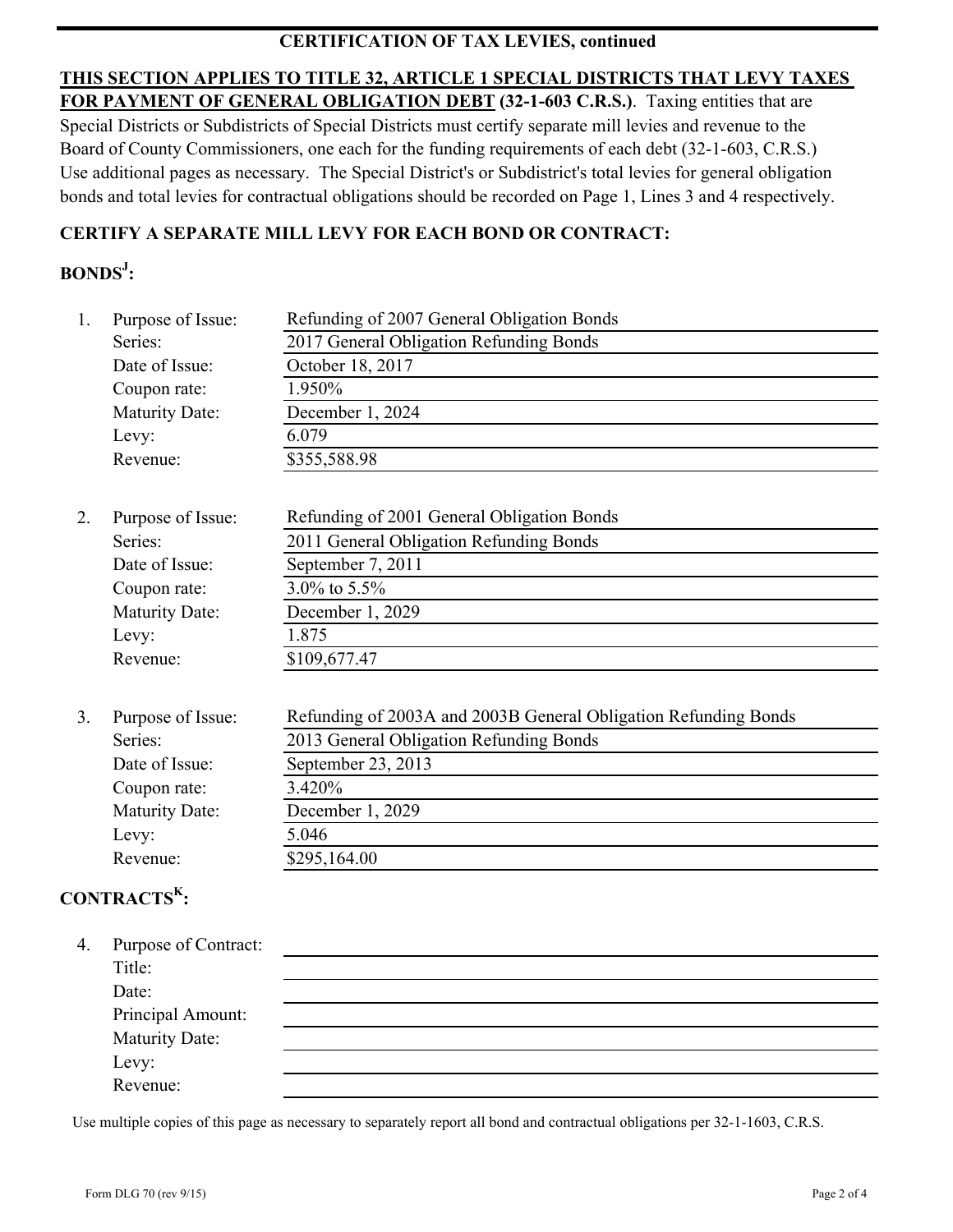## CERTIFICATION OF TAX LEVIES, continued

**THIS SECTION APPLIES TO TITLE 32, ARTICLE 1 SPECIAL DISTRICTS THAT LEVY TAXES FOR PAYMENT OF GENERAL OBLIGATION DEBT (32-1-603 C.R.S.)**. Taxing entities that are Special Districts or Subdistricts of Special Districts must certify separate mill levies and revenue to the Board of County Commissioners, one each for the funding requirements of each debt (32-1-603, C.R.S.) Use additional pages as necessary. The Special District's or Subdistrict's total levies for general obligation bonds and total levies for contractual obligations should be recorded on Page 1, Lines 3 and 4 respectively.

### CERTIFY A SEPARATE MILL LEVY FOR EACH BOND OR CONTRACT:

### BONDS[J]:

1. Purpose of Issue: Refunding of 2007 General Obligation Bonds
   Series: 2017 General Obligation Refunding Bonds
   Date of Issue: October 18, 2017
   Coupon rate: 1.950%
   Maturity Date: December 1, 2024
   Levy: 6.079
   Revenue: $355,588.98

2. Purpose of Issue: Refunding of 2001 General Obligation Bonds
   Series: 2011 General Obligation Refunding Bonds
   Date of Issue: September 7, 2011
   Coupon rate: 3.0% to 5.5%
   Maturity Date: December 1, 2029
   Levy: 1.875
   Revenue: $109,677.47

3. Purpose of Issue: Refunding of 2003A and 2003B General Obligation Refunding Bonds
   Series: 2013 General Obligation Refunding Bonds
   Date of Issue: September 23, 2013
   Coupon rate: 3.420%
   Maturity Date: December 1, 2029
   Levy: 5.046
   Revenue: $295,164.00

### CONTRACTS[K]:

4. Purpose of Contract:
   Title:
   Date:
   Principal Amount:
   Maturity Date:
   Levy:
   Revenue:

Use multiple copies of this page as necessary to separately report all bond and contractual obligations per 32-1-1603, C.R.S.

Form DLG 70 (rev 9/15)